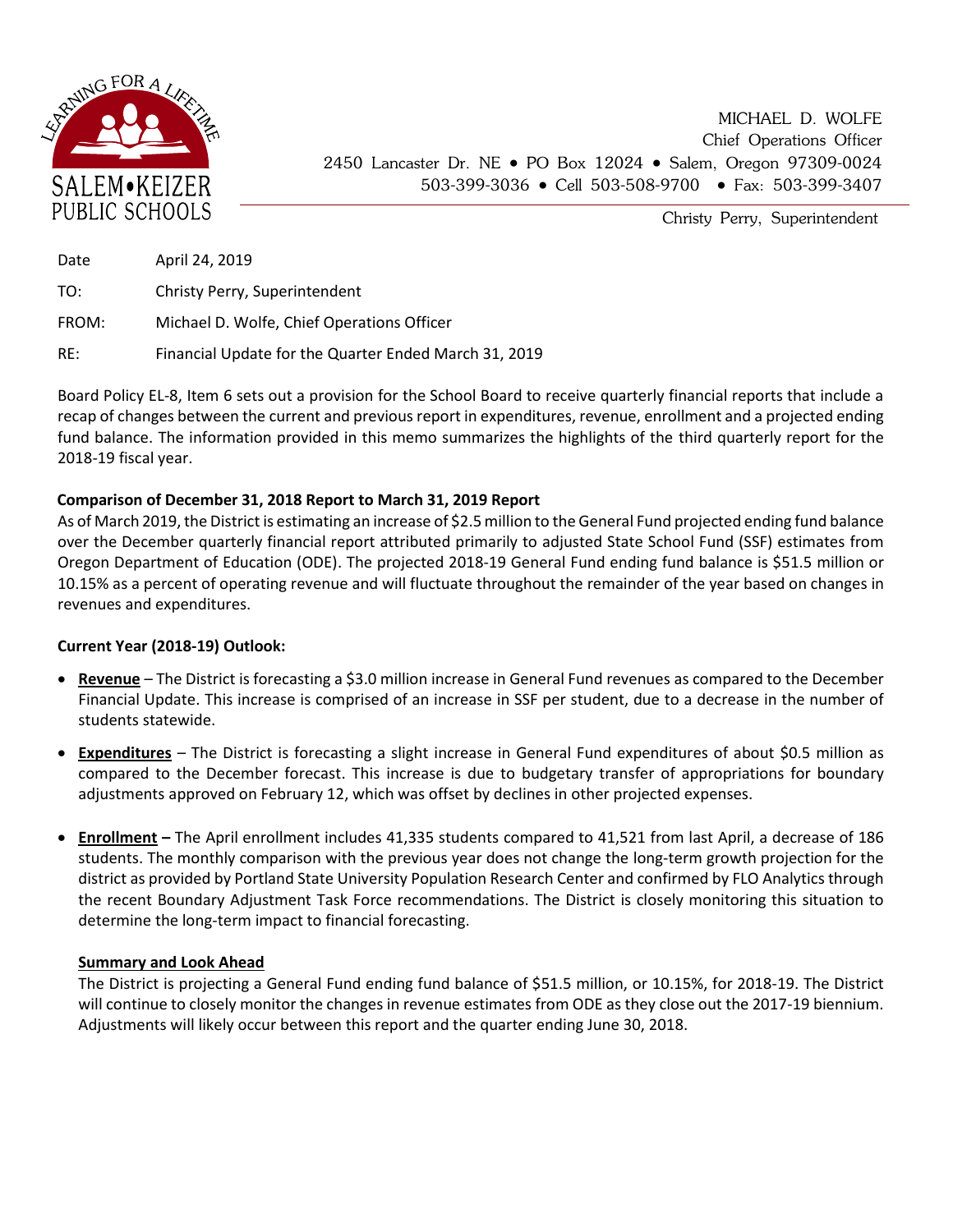SALEM•KEIZER PUBLIC SCHOOLS

LEARNING FOR A LIFETIME

MICHAEL D. WOLFE
Chief Operations Officer
2450 Lancaster Dr. NE • PO Box 12024 • Salem, Oregon 97309-0024
503-399-3036 • Cell 503-508-9700 • Fax: 503-399-3407

Christy Perry, Superintendent

| | |
|---|---|
| Date | April 24, 2019 |
| TO: | Christy Perry, Superintendent |
| FROM: | Michael D. Wolfe, Chief Operations Officer |
| RE: | Financial Update for the Quarter Ended March 31, 2019 |

Board Policy EL-8, Item 6 sets out a provision for the School Board to receive quarterly financial reports that include a recap of changes between the current and previous report in expenditures, revenue, enrollment and a projected ending fund balance. The information provided in this memo summarizes the highlights of the third quarterly report for the 2018-19 fiscal year.

**Comparison of December 31, 2018 Report to March 31, 2019 Report**

As of March 2019, the District is estimating an increase of $2.5 million to the General Fund projected ending fund balance over the December quarterly financial report attributed primarily to adjusted State School Fund (SSF) estimates from Oregon Department of Education (ODE). The projected 2018-19 General Fund ending fund balance is $51.5 million or 10.15% as a percent of operating revenue and will fluctuate throughout the remainder of the year based on changes in revenues and expenditures.

**Current Year (2018-19) Outlook:**

- **Revenue** – The District is forecasting a $3.0 million increase in General Fund revenues as compared to the December Financial Update. This increase is comprised of an increase in SSF per student, due to a decrease in the number of students statewide.
- **Expenditures** – The District is forecasting a slight increase in General Fund expenditures of about $0.5 million as compared to the December forecast. This increase is due to budgetary transfer of appropriations for boundary adjustments approved on February 12, which was offset by declines in other projected expenses.
- **Enrollment –** The April enrollment includes 41,335 students compared to 41,521 from last April, a decrease of 186 students. The monthly comparison with the previous year does not change the long-term growth projection for the district as provided by Portland State University Population Research Center and confirmed by FLO Analytics through the recent Boundary Adjustment Task Force recommendations. The District is closely monitoring this situation to determine the long-term impact to financial forecasting.

**Summary and Look Ahead**

The District is projecting a General Fund ending fund balance of $51.5 million, or 10.15%, for 2018-19. The District will continue to closely monitor the changes in revenue estimates from ODE as they close out the 2017-19 biennium. Adjustments will likely occur between this report and the quarter ending June 30, 2018.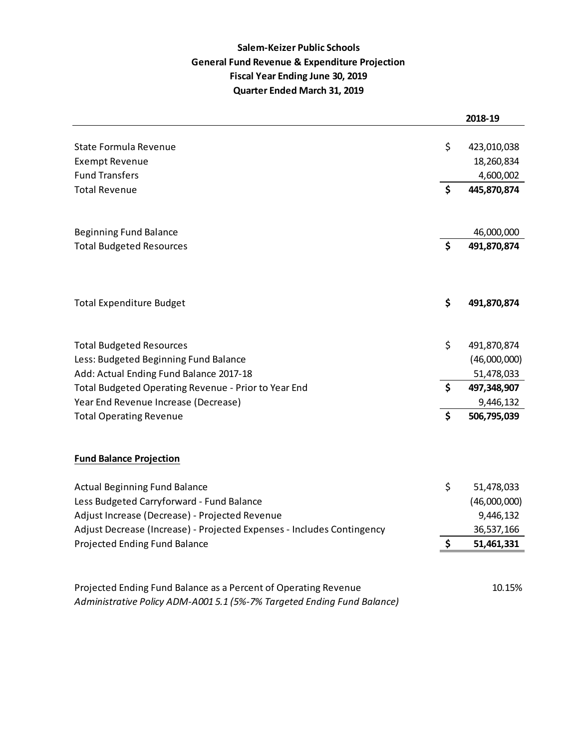**Salem-Keizer Public Schools**
**General Fund Revenue & Expenditure Projection**
**Fiscal Year Ending June 30, 2019**
**Quarter Ended March 31, 2019**

| | | **2018-19** |
|---|---|---|
| State Formula Revenue | $ | 423,010,038 |
| Exempt Revenue | | 18,260,834 |
| Fund Transfers | | 4,600,002 |
| Total Revenue | **$** | **445,870,874** |
| | | |
| Beginning Fund Balance | | 46,000,000 |
| Total Budgeted Resources | **$** | **491,870,874** |
| | | |
| Total Expenditure Budget | **$** | **491,870,874** |
| | | |
| Total Budgeted Resources | $ | 491,870,874 |
| Less: Budgeted Beginning Fund Balance | | (46,000,000) |
| Add: Actual Ending Fund Balance 2017-18 | | 51,478,033 |
| Total Budgeted Operating Revenue - Prior to Year End | **$** | **497,348,907** |
| Year End Revenue Increase (Decrease) | | 9,446,132 |
| Total Operating Revenue | **$** | **506,795,039** |

**Fund Balance Projection**

| | | |
|---|---|---|
| Actual Beginning Fund Balance | $ | 51,478,033 |
| Less Budgeted Carryforward - Fund Balance | | (46,000,000) |
| Adjust Increase (Decrease) - Projected Revenue | | 9,446,132 |
| Adjust Decrease (Increase) - Projected Expenses - Includes Contingency | | 36,537,166 |
| Projected Ending Fund Balance | **$** | **51,461,331** |
| | | |
| Projected Ending Fund Balance as a Percent of Operating Revenue | | 10.15% |

*Administrative Policy ADM-A001 5.1 (5%-7% Targeted Ending Fund Balance)*